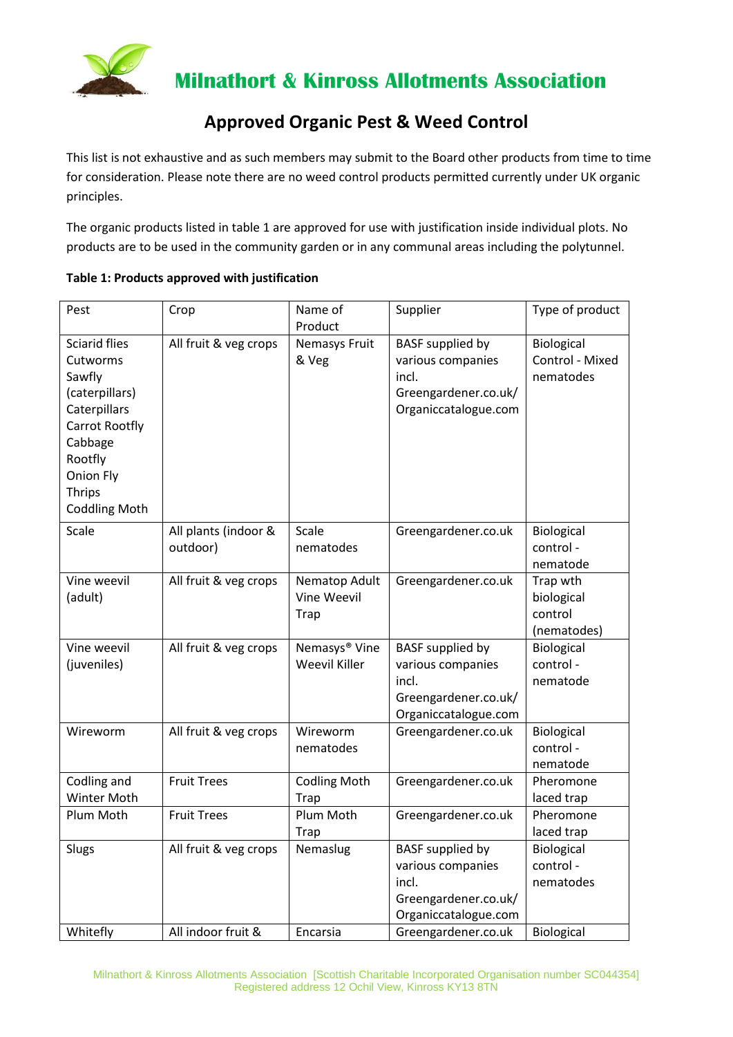# Milnathort & Kinross Allotments Association

## Approved Organic Pest & Weed Control

This list is not exhaustive and as such members may submit to the Board other products from time to time for consideration. Please note there are no weed control products permitted currently under UK organic principles.

The organic products listed in table 1 are approved for use with justification inside individual plots. No products are to be used in the community garden or in any communal areas including the polytunnel.

**Table 1: Products approved with justification**

| Pest | Crop | Name of Product | Supplier | Type of product |
|---|---|---|---|---|
| Sciarid flies<br>Cutworms<br>Sawfly (caterpillars)<br>Caterpillars<br>Carrot Rootfly<br>Cabbage Rootfly<br>Onion Fly<br>Thrips<br>Coddling Moth | All fruit & veg crops | Nemasys Fruit & Veg | BASF supplied by various companies incl. Greengardener.co.uk/ Organiccatalogue.com | Biological Control - Mixed nematodes |
| Scale | All plants (indoor & outdoor) | Scale nematodes | Greengardener.co.uk | Biological control - nematode |
| Vine weevil (adult) | All fruit & veg crops | Nematop Adult Vine Weevil Trap | Greengardener.co.uk | Trap wth biological control (nematodes) |
| Vine weevil (juveniles) | All fruit & veg crops | Nemasys® Vine Weevil Killer | BASF supplied by various companies incl. Greengardener.co.uk/ Organiccatalogue.com | Biological control - nematode |
| Wireworm | All fruit & veg crops | Wireworm nematodes | Greengardener.co.uk | Biological control - nematode |
| Codling and Winter Moth | Fruit Trees | Codling Moth Trap | Greengardener.co.uk | Pheromone laced trap |
| Plum Moth | Fruit Trees | Plum Moth Trap | Greengardener.co.uk | Pheromone laced trap |
| Slugs | All fruit & veg crops | Nemaslug | BASF supplied by various companies incl. Greengardener.co.uk/ Organiccatalogue.com | Biological control - nematodes |
| Whitefly | All indoor fruit & | Encarsia | Greengardener.co.uk | Biological |

Milnathort & Kinross Allotments Association [Scottish Charitable Incorporated Organisation number SC044354]
Registered address 12 Ochil View, Kinross KY13 8TN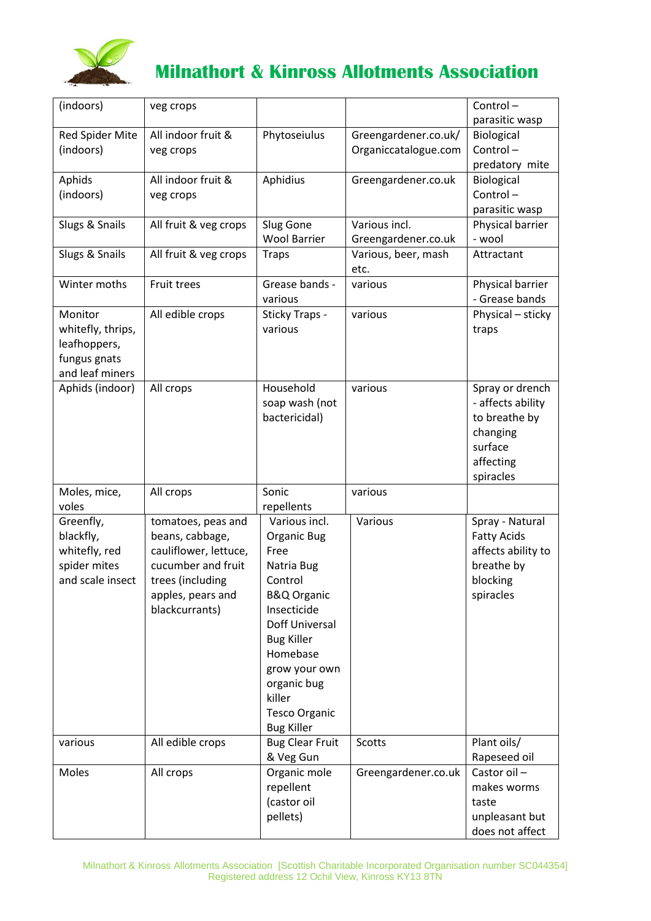# Milnathort & Kinross Allotments Association

| (indoors) | veg crops | | | Control – parasitic wasp |
|---|---|---|---|---|
| Red Spider Mite (indoors) | All indoor fruit & veg crops | Phytoseiulus | Greengardener.co.uk/ Organiccatalogue.com | Biological Control – predatory mite |
| Aphids (indoors) | All indoor fruit & veg crops | Aphidius | Greengardener.co.uk | Biological Control – parasitic wasp |
| Slugs & Snails | All fruit & veg crops | Slug Gone Wool Barrier | Various incl. Greengardener.co.uk | Physical barrier - wool |
| Slugs & Snails | All fruit & veg crops | Traps | Various, beer, mash etc. | Attractant |
| Winter moths | Fruit trees | Grease bands - various | various | Physical barrier - Grease bands |
| Monitor whitefly, thrips, leafhoppers, fungus gnats and leaf miners | All edible crops | Sticky Traps - various | various | Physical – sticky traps |
| Aphids (indoor) | All crops | Household soap wash (not bactericidal) | various | Spray or drench - affects ability to breathe by changing surface affecting spiracles |
| Moles, mice, voles | All crops | Sonic repellents | various | |
| Greenfly, blackfly, whitefly, red spider mites and scale insect | tomatoes, peas and beans, cabbage, cauliflower, lettuce, cucumber and fruit trees (including apples, pears and blackcurrants) | Various incl. Organic Bug Free Natria Bug Control B&Q Organic Insecticide Doff Universal Bug Killer Homebase grow your own organic bug killer Tesco Organic Bug Killer | Various | Spray - Natural Fatty Acids affects ability to breathe by blocking spiracles |
| various | All edible crops | Bug Clear Fruit & Veg Gun | Scotts | Plant oils/ Rapeseed oil |
| Moles | All crops | Organic mole repellent (castor oil pellets) | Greengardener.co.uk | Castor oil – makes worms taste unpleasant but does not affect |

Milnathort & Kinross Allotments Association [Scottish Charitable Incorporated Organisation number SC044354]
Registered address 12 Ochil View, Kinross KY13 8TN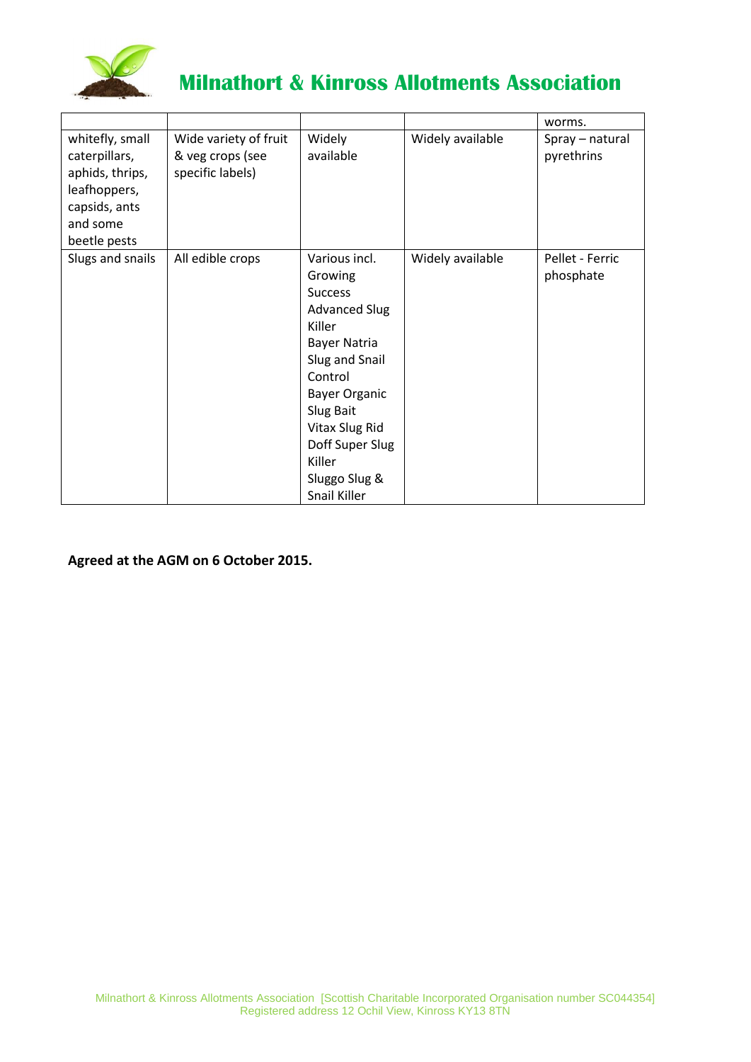# Milnathort & Kinross Allotments Association

| | | | | |
|---|---|---|---|---|
| | | | | worms. |
| whitefly, small caterpillars, aphids, thrips, leafhoppers, capsids, ants and some beetle pests | Wide variety of fruit & veg crops (see specific labels) | Widely available | Widely available | Spray – natural pyrethrins |
| Slugs and snails | All edible crops | Various incl. Growing Success Advanced Slug Killer Bayer Natria Slug and Snail Control Bayer Organic Slug Bait Vitax Slug Rid Doff Super Slug Killer Sluggo Slug & Snail Killer | Widely available | Pellet - Ferric phosphate |

**Agreed at the AGM on 6 October 2015.**

Milnathort & Kinross Allotments Association [Scottish Charitable Incorporated Organisation number SC044354]
Registered address 12 Ochil View, Kinross KY13 8TN